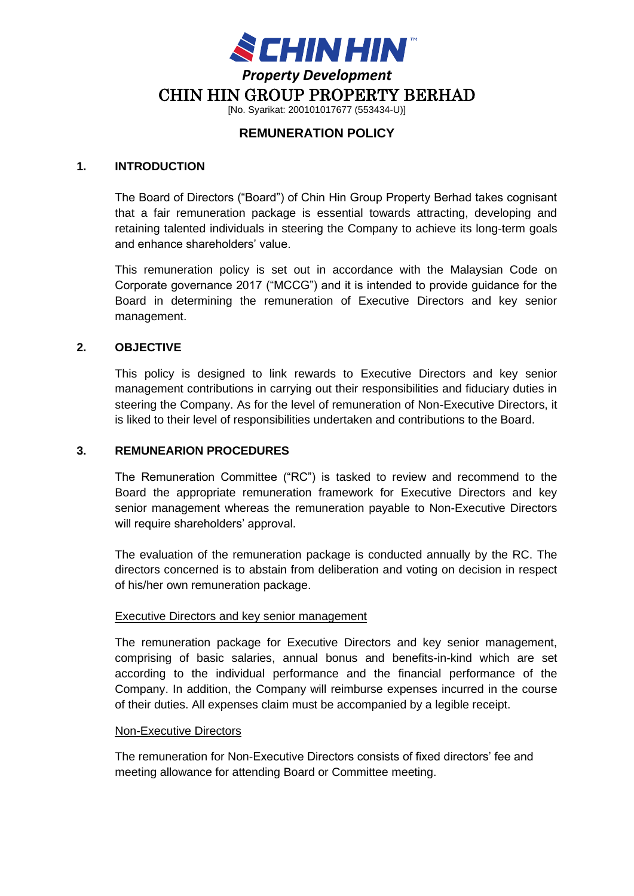**CHIN HIN™**

*Property Development*

# CHIN HIN GROUP PROPERTY BERHAD

[No. Syarikat: 200101017677 (553434-U)]

## REMUNERATION POLICY

### 1. INTRODUCTION

The Board of Directors ("Board") of Chin Hin Group Property Berhad takes cognisant that a fair remuneration package is essential towards attracting, developing and retaining talented individuals in steering the Company to achieve its long-term goals and enhance shareholders' value.

This remuneration policy is set out in accordance with the Malaysian Code on Corporate governance 2017 ("MCCG") and it is intended to provide guidance for the Board in determining the remuneration of Executive Directors and key senior management.

### 2. OBJECTIVE

This policy is designed to link rewards to Executive Directors and key senior management contributions in carrying out their responsibilities and fiduciary duties in steering the Company. As for the level of remuneration of Non-Executive Directors, it is liked to their level of responsibilities undertaken and contributions to the Board.

### 3. REMUNEARION PROCEDURES

The Remuneration Committee ("RC") is tasked to review and recommend to the Board the appropriate remuneration framework for Executive Directors and key senior management whereas the remuneration payable to Non-Executive Directors will require shareholders' approval.

The evaluation of the remuneration package is conducted annually by the RC. The directors concerned is to abstain from deliberation and voting on decision in respect of his/her own remuneration package.

<u>Executive Directors and key senior management</u>

The remuneration package for Executive Directors and key senior management, comprising of basic salaries, annual bonus and benefits-in-kind which are set according to the individual performance and the financial performance of the Company. In addition, the Company will reimburse expenses incurred in the course of their duties. All expenses claim must be accompanied by a legible receipt.

<u>Non-Executive Directors</u>

The remuneration for Non-Executive Directors consists of fixed directors' fee and meeting allowance for attending Board or Committee meeting.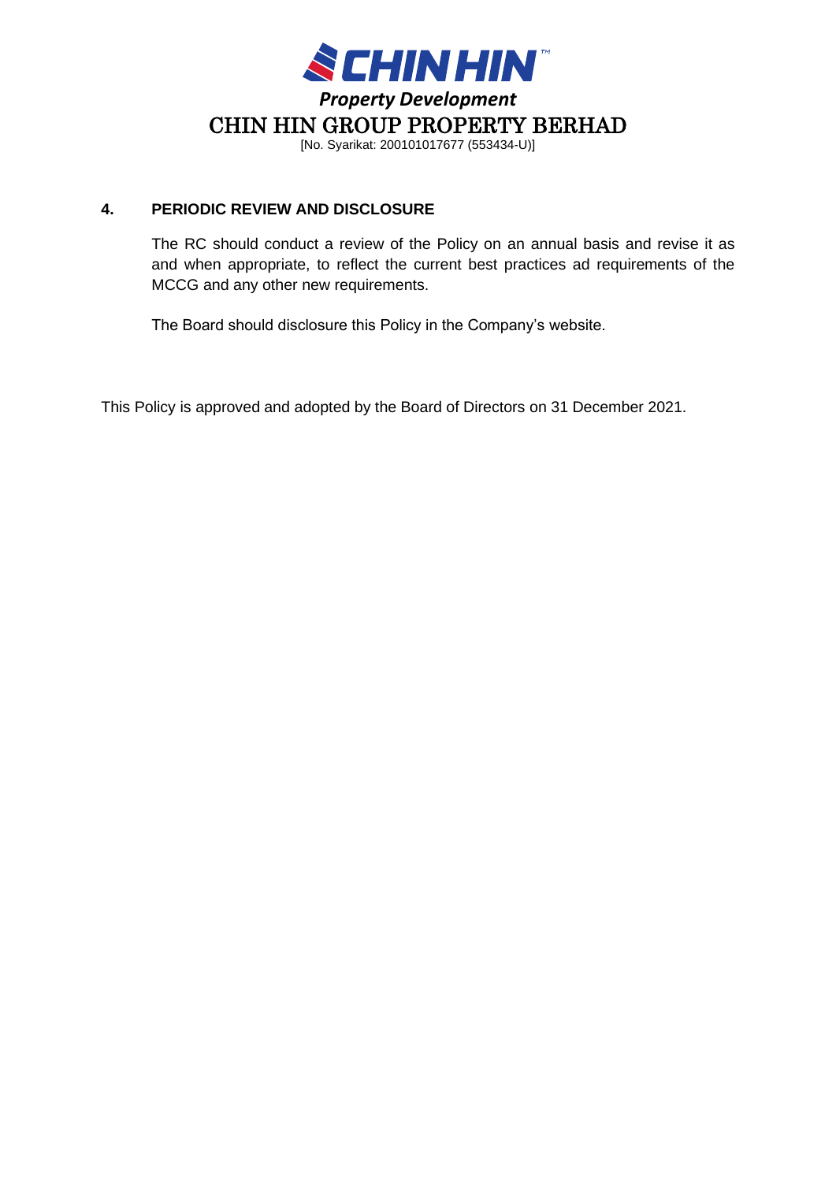## 4. PERIODIC REVIEW AND DISCLOSURE

The RC should conduct a review of the Policy on an annual basis and revise it as and when appropriate, to reflect the current best practices ad requirements of the MCCG and any other new requirements.

The Board should disclosure this Policy in the Company's website.

This Policy is approved and adopted by the Board of Directors on 31 December 2021.